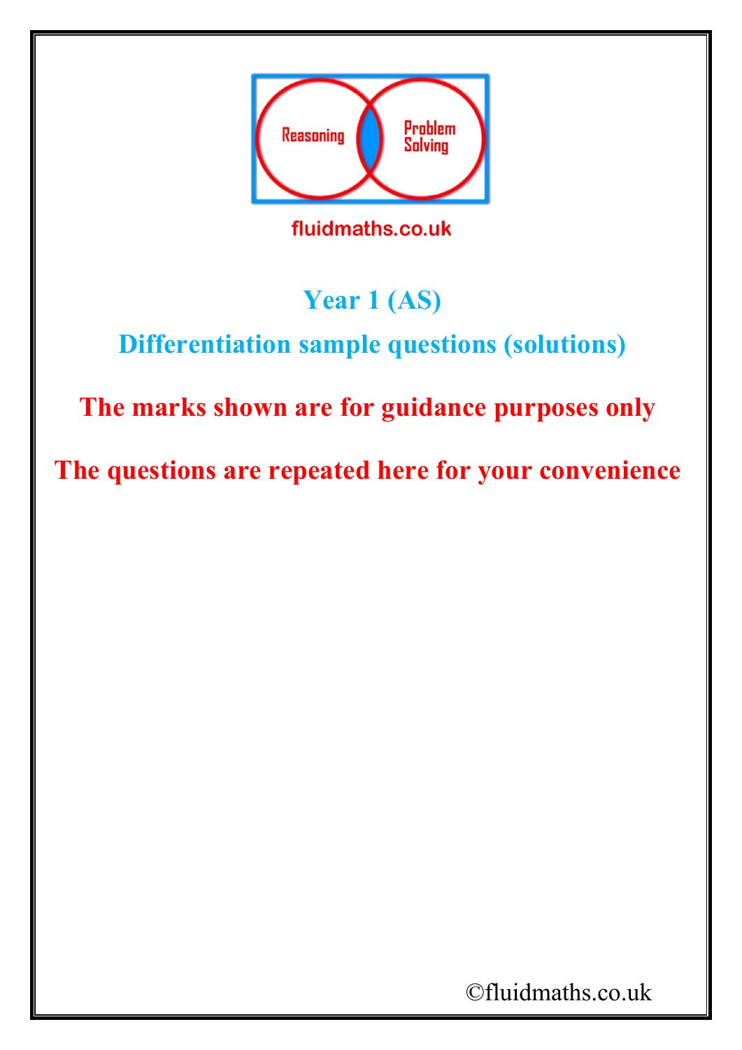Reasoning

Problem Solving

fluidmaths.co.uk

# Year 1 (AS)

## Differentiation sample questions (solutions)

**The marks shown are for guidance purposes only**

**The questions are repeated here for your convenience**

©fluidmaths.co.uk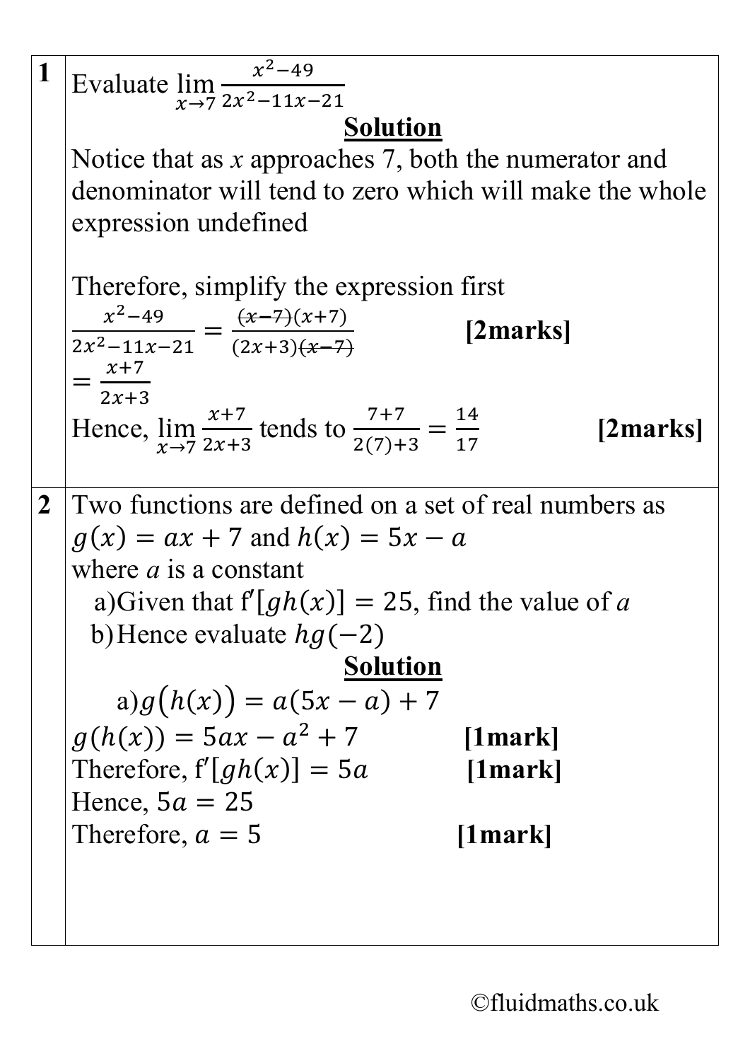**1**

Evaluate $\lim_{x\to 7} \frac{x^2-49}{2x^2-11x-21}$

**Solution**

Notice that as $x$ approaches 7, both the numerator and denominator will tend to zero which will make the whole expression undefined

Therefore, simplify the expression first

$\frac{x^2-49}{2x^2-11x-21} = \frac{\cancel{(x-7)}(x+7)}{(2x+3)\cancel{(x-7)}}$ **[2marks]**

$= \frac{x+7}{2x+3}$

Hence, $\lim_{x\to 7} \frac{x+7}{2x+3}$ tends to $\frac{7+7}{2(7)+3} = \frac{14}{17}$ **[2marks]**

**2**

Two functions are defined on a set of real numbers as $g(x) = ax + 7$ and $h(x) = 5x - a$

where $a$ is a constant

a) Given that $f'[gh(x)] = 25$, find the value of $a$

b) Hence evaluate $hg(-2)$

**Solution**

a) $g(h(x)) = a(5x - a) + 7$

$g(h(x)) = 5ax - a^2 + 7$ **[1mark]**

Therefore, $f'[gh(x)] = 5a$ **[1mark]**

Hence, $5a = 25$

Therefore, $a = 5$ **[1mark]**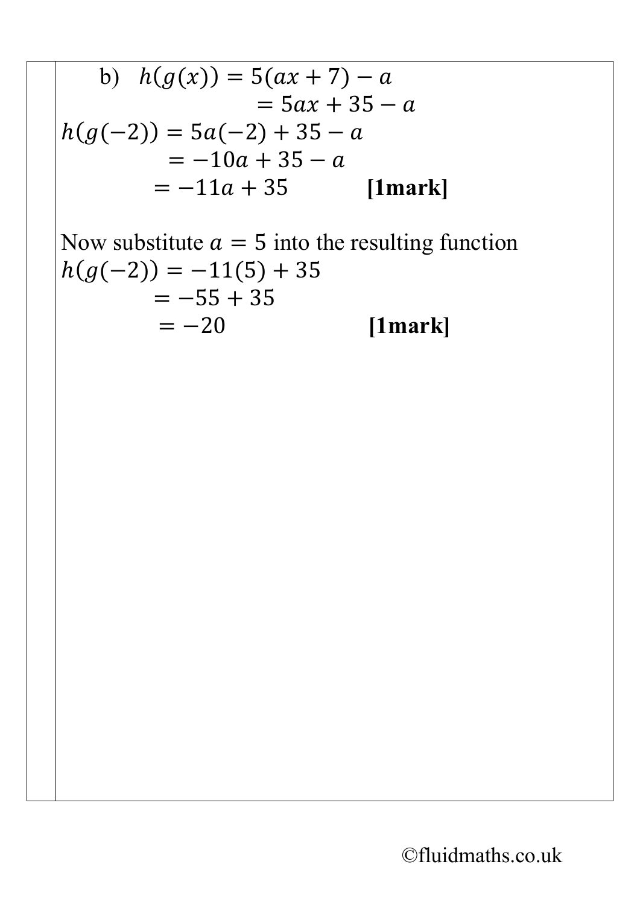b) $h(g(x)) = 5(ax + 7) - a$

$= 5ax + 35 - a$

$h(g(-2)) = 5a(-2) + 35 - a$

$= -10a + 35 - a$

$= -11a + 35$ **[1mark]**

Now substitute $a = 5$ into the resulting function

$h(g(-2)) = -11(5) + 35$

$= -55 + 35$

$= -20$ **[1mark]**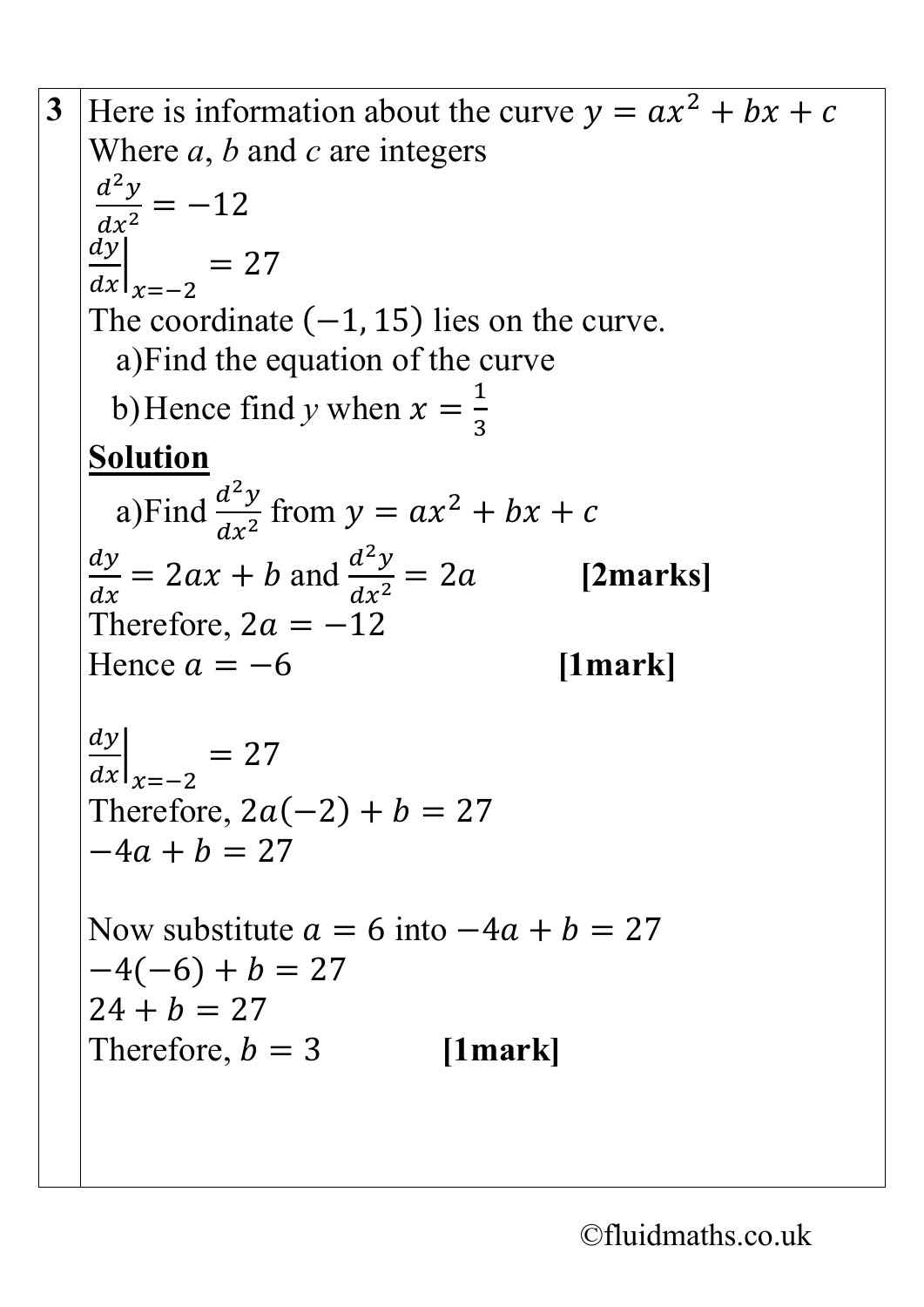**3** Here is information about the curve $y = ax^2 + bx + c$

Where $a$, $b$ and $c$ are integers

$\frac{d^2y}{dx^2} = -12$

$\left.\frac{dy}{dx}\right|_{x=-2} = 27$

The coordinate $(-1, 15)$ lies on the curve.

a) Find the equation of the curve

b) Hence find $y$ when $x = \frac{1}{3}$

**Solution**

a) Find $\frac{d^2y}{dx^2}$ from $y = ax^2 + bx + c$

$\frac{dy}{dx} = 2ax + b$ and $\frac{d^2y}{dx^2} = 2a$ **[2marks]**

Therefore, $2a = -12$

Hence $a = -6$ **[1mark]**

$\left.\frac{dy}{dx}\right|_{x=-2} = 27$

Therefore, $2a(-2) + b = 27$

$-4a + b = 27$

Now substitute $a = 6$ into $-4a + b = 27$

$-4(-6) + b = 27$

$24 + b = 27$

Therefore, $b = 3$ **[1mark]**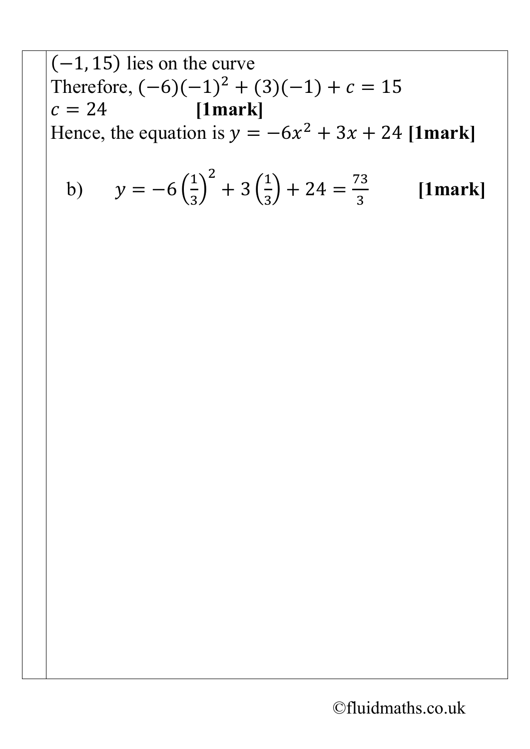$(-1, 15)$ lies on the curve

Therefore, $(-6)(-1)^2 + (3)(-1) + c = 15$

$c = 24$ **[1mark]**

Hence, the equation is $y = -6x^2 + 3x + 24$ **[1mark]**

b) $y = -6\left(\frac{1}{3}\right)^2 + 3\left(\frac{1}{3}\right) + 24 = \frac{73}{3}$ **[1mark]**

©fluidmaths.co.uk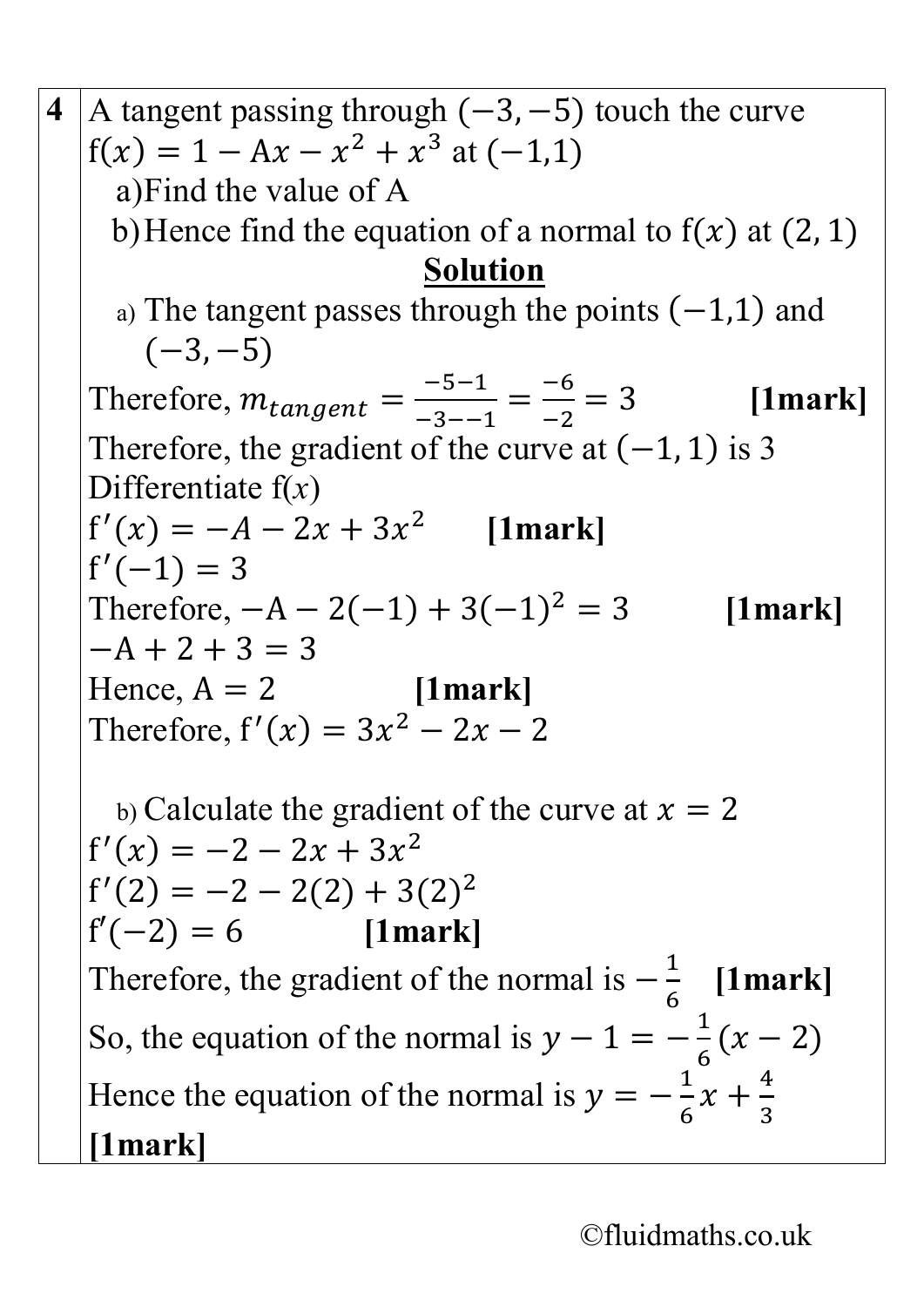**4** A tangent passing through $(-3, -5)$ touch the curve $\mathrm{f}(x) = 1 - \mathrm{A}x - x^2 + x^3$ at $(-1,1)$

a) Find the value of A

b) Hence find the equation of a normal to $\mathrm{f}(x)$ at $(2, 1)$

**Solution**

a) The tangent passes through the points $(-1,1)$ and $(-3,-5)$

Therefore, $m_{tangent} = \frac{-5-1}{-3--1} = \frac{-6}{-2} = 3$ **[1mark]**

Therefore, the gradient of the curve at $(-1, 1)$ is 3

Differentiate $\mathrm{f}(x)$

$\mathrm{f}'(x) = -A - 2x + 3x^2$ **[1mark]**

$\mathrm{f}'(-1) = 3$

Therefore, $-\mathrm{A} - 2(-1) + 3(-1)^2 = 3$ **[1mark]**

$-\mathrm{A} + 2 + 3 = 3$

Hence, $\mathrm{A} = 2$ **[1mark]**

Therefore, $\mathrm{f}'(x) = 3x^2 - 2x - 2$

b) Calculate the gradient of the curve at $x = 2$

$\mathrm{f}'(x) = -2 - 2x + 3x^2$

$\mathrm{f}'(2) = -2 - 2(2) + 3(2)^2$

$\mathrm{f}'(-2) = 6$ **[1mark]**

Therefore, the gradient of the normal is $-\frac{1}{6}$ **[1mark]**

So, the equation of the normal is $y - 1 = -\frac{1}{6}(x - 2)$

Hence the equation of the normal is $y = -\frac{1}{6}x + \frac{4}{3}$

**[1mark]**

©fluidmaths.co.uk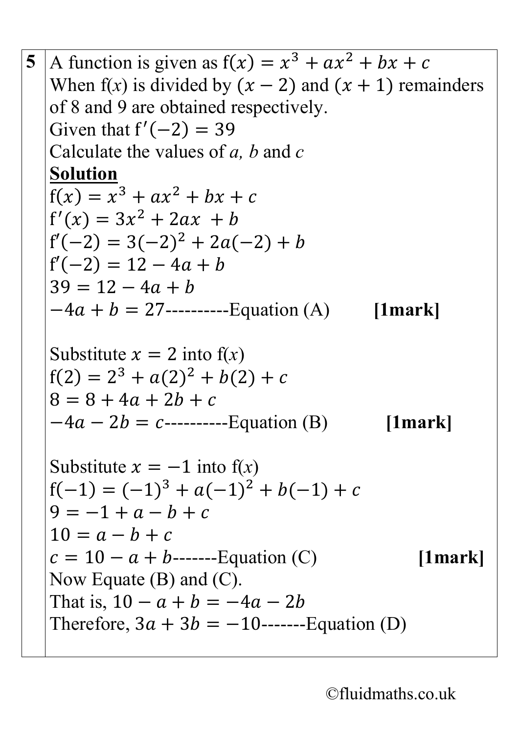**5** A function is given as $\mathrm{f}(x) = x^3 + ax^2 + bx + c$

When f(*x*) is divided by $(x - 2)$ and $(x + 1)$ remainders of 8 and 9 are obtained respectively.

Given that $\mathrm{f}'(-2) = 39$

Calculate the values of *a, b* and *c*

**Solution**

$\mathrm{f}(x) = x^3 + ax^2 + bx + c$

$\mathrm{f}'(x) = 3x^2 + 2ax \ + b$

$\mathrm{f}'(-2) = 3(-2)^2 + 2a(-2) + b$

$\mathrm{f}'(-2) = 12 - 4a + b$

$39 = 12 - 4a + b$

$-4a + b = 27$----------Equation (A) **[1mark]**

Substitute $x = 2$ into f(*x*)

$\mathrm{f}(2) = 2^3 + a(2)^2 + b(2) + c$

$8 = 8 + 4a + 2b + c$

$-4a - 2b = c$----------Equation (B) **[1mark]**

Substitute $x = -1$ into f(*x*)

$\mathrm{f}(-1) = (-1)^3 + a(-1)^2 + b(-1) + c$

$9 = -1 + a - b + c$

$10 = a - b + c$

$c = 10 - a + b$-------Equation (C) **[1mark]**

Now Equate (B) and (C).

That is, $10 - a + b = -4a - 2b$

Therefore, $3a + 3b = -10$-------Equation (D)

©fluidmaths.co.uk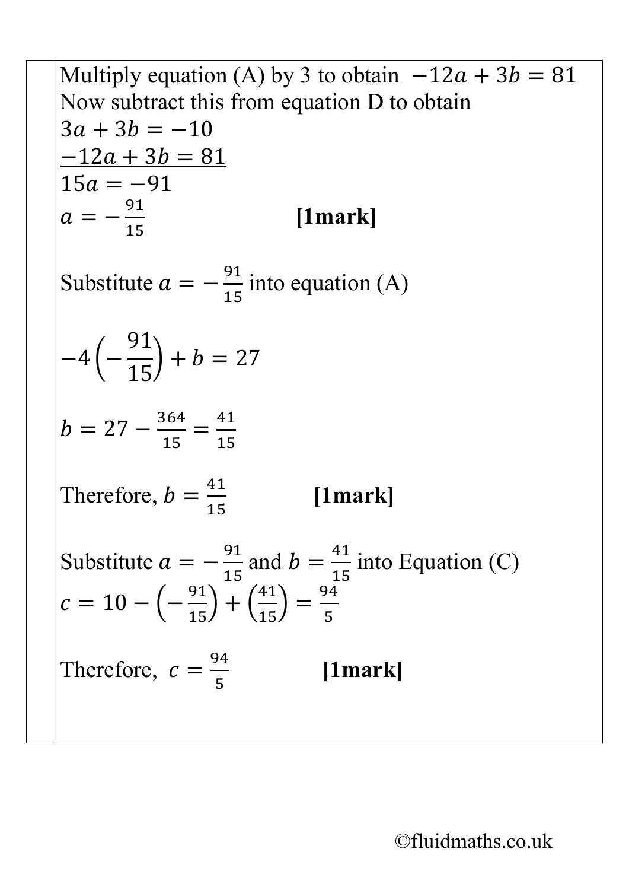Multiply equation (A) by 3 to obtain $-12a + 3b = 81$

Now subtract this from equation D to obtain

$3a + 3b = -10$

$\underline{-12a + 3b = 81}$

$15a = -91$

$a = -\frac{91}{15}$ **[1mark]**

Substitute $a = -\frac{91}{15}$ into equation (A)

$$-4\left(-\frac{91}{15}\right) + b = 27$$

$b = 27 - \frac{364}{15} = \frac{41}{15}$

Therefore, $b = \frac{41}{15}$ **[1mark]**

Substitute $a = -\frac{91}{15}$ and $b = \frac{41}{15}$ into Equation (C)

$c = 10 - \left(-\frac{91}{15}\right) + \left(\frac{41}{15}\right) = \frac{94}{5}$

Therefore, $c = \frac{94}{5}$ **[1mark]**

©fluidmaths.co.uk